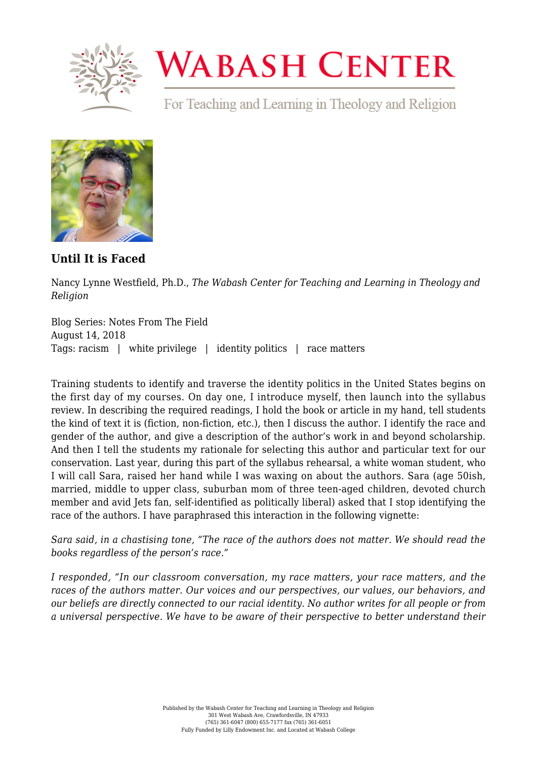# Wabash Center

For Teaching and Learning in Theology and Religion

### Until It is Faced

Nancy Lynne Westfield, Ph.D., *The Wabash Center for Teaching and Learning in Theology and Religion*

Blog Series: Notes From The Field
August 14, 2018
Tags: racism | white privilege | identity politics | race matters

Training students to identify and traverse the identity politics in the United States begins on the first day of my courses. On day one, I introduce myself, then launch into the syllabus review. In describing the required readings, I hold the book or article in my hand, tell students the kind of text it is (fiction, non-fiction, etc.), then I discuss the author. I identify the race and gender of the author, and give a description of the author's work in and beyond scholarship. And then I tell the students my rationale for selecting this author and particular text for our conservation. Last year, during this part of the syllabus rehearsal, a white woman student, who I will call Sara, raised her hand while I was waxing on about the authors. Sara (age 50ish, married, middle to upper class, suburban mom of three teen-aged children, devoted church member and avid Jets fan, self-identified as politically liberal) asked that I stop identifying the race of the authors. I have paraphrased this interaction in the following vignette:

*Sara said, in a chastising tone, "The race of the authors does not matter. We should read the books regardless of the person's race."*

*I responded, "In our classroom conversation, my race matters, your race matters, and the races of the authors matter. Our voices and our perspectives, our values, our behaviors, and our beliefs are directly connected to our racial identity. No author writes for all people or from a universal perspective. We have to be aware of their perspective to better understand their*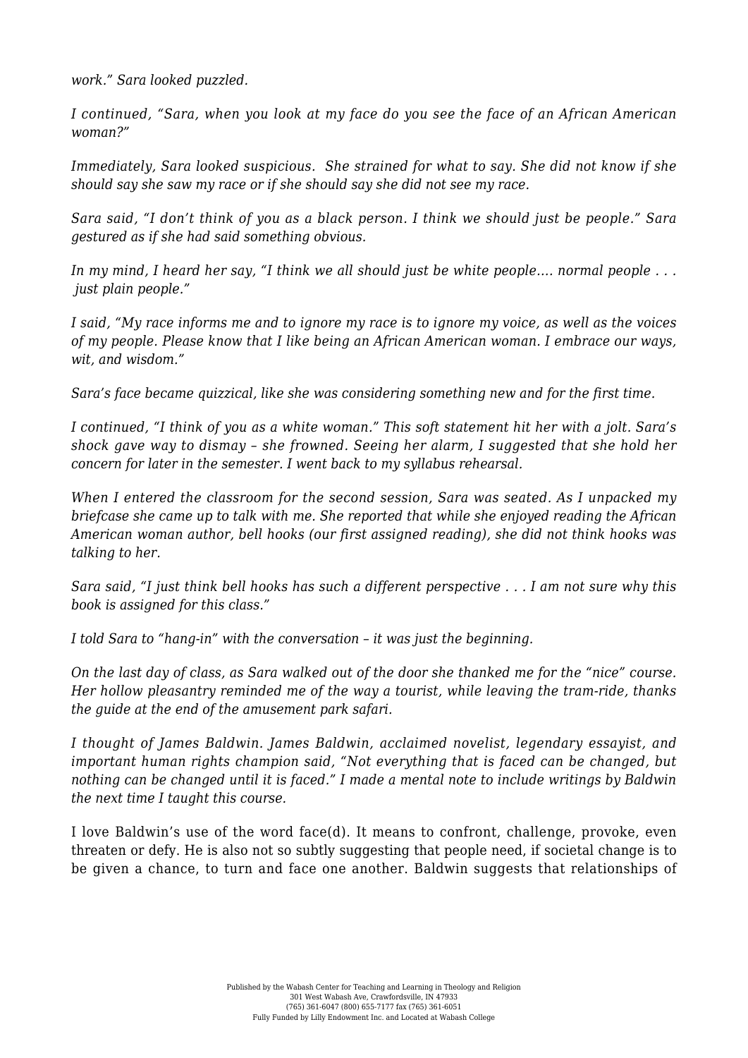*work." Sara looked puzzled.*

*I continued, "Sara, when you look at my face do you see the face of an African American woman?"*

*Immediately, Sara looked suspicious. She strained for what to say. She did not know if she should say she saw my race or if she should say she did not see my race.*

*Sara said, "I don't think of you as a black person. I think we should just be people." Sara gestured as if she had said something obvious.*

*In my mind, I heard her say, "I think we all should just be white people…. normal people . . . just plain people."*

*I said, "My race informs me and to ignore my race is to ignore my voice, as well as the voices of my people. Please know that I like being an African American woman. I embrace our ways, wit, and wisdom."*

*Sara's face became quizzical, like she was considering something new and for the first time.*

*I continued, "I think of you as a white woman." This soft statement hit her with a jolt. Sara's shock gave way to dismay – she frowned. Seeing her alarm, I suggested that she hold her concern for later in the semester. I went back to my syllabus rehearsal.*

*When I entered the classroom for the second session, Sara was seated. As I unpacked my briefcase she came up to talk with me. She reported that while she enjoyed reading the African American woman author, bell hooks (our first assigned reading), she did not think hooks was talking to her.*

*Sara said, "I just think bell hooks has such a different perspective . . . I am not sure why this book is assigned for this class."*

*I told Sara to "hang-in" with the conversation – it was just the beginning.*

*On the last day of class, as Sara walked out of the door she thanked me for the "nice" course. Her hollow pleasantry reminded me of the way a tourist, while leaving the tram-ride, thanks the guide at the end of the amusement park safari.*

*I thought of James Baldwin. James Baldwin, acclaimed novelist, legendary essayist, and important human rights champion said, "Not everything that is faced can be changed, but nothing can be changed until it is faced." I made a mental note to include writings by Baldwin the next time I taught this course.*

I love Baldwin's use of the word face(d). It means to confront, challenge, provoke, even threaten or defy. He is also not so subtly suggesting that people need, if societal change is to be given a chance, to turn and face one another. Baldwin suggests that relationships of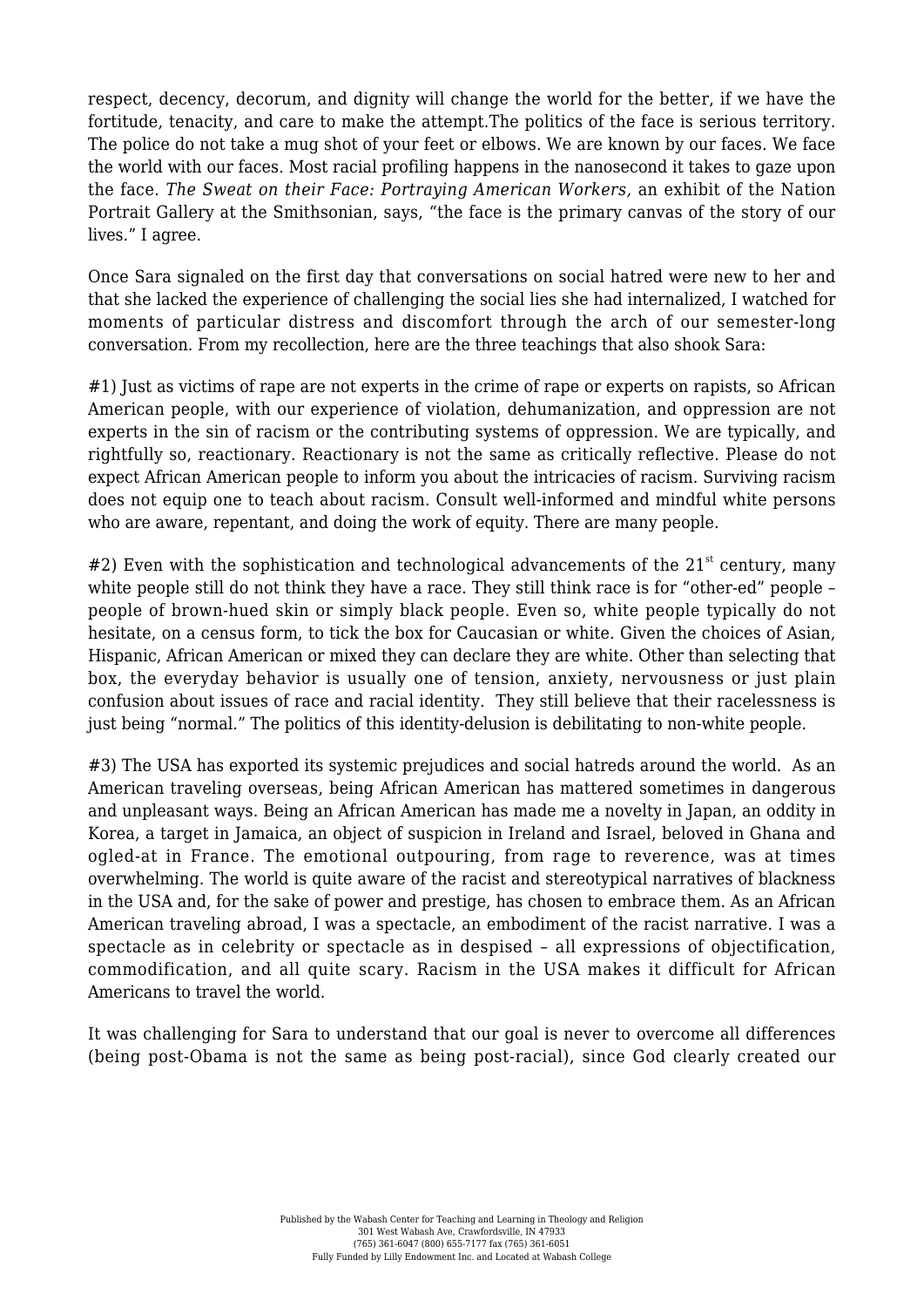respect, decency, decorum, and dignity will change the world for the better, if we have the fortitude, tenacity, and care to make the attempt.The politics of the face is serious territory. The police do not take a mug shot of your feet or elbows. We are known by our faces. We face the world with our faces. Most racial profiling happens in the nanosecond it takes to gaze upon the face. *The Sweat on their Face: Portraying American Workers,* an exhibit of the Nation Portrait Gallery at the Smithsonian, says, "the face is the primary canvas of the story of our lives." I agree.

Once Sara signaled on the first day that conversations on social hatred were new to her and that she lacked the experience of challenging the social lies she had internalized, I watched for moments of particular distress and discomfort through the arch of our semester-long conversation. From my recollection, here are the three teachings that also shook Sara:

#1) Just as victims of rape are not experts in the crime of rape or experts on rapists, so African American people, with our experience of violation, dehumanization, and oppression are not experts in the sin of racism or the contributing systems of oppression. We are typically, and rightfully so, reactionary. Reactionary is not the same as critically reflective. Please do not expect African American people to inform you about the intricacies of racism. Surviving racism does not equip one to teach about racism. Consult well-informed and mindful white persons who are aware, repentant, and doing the work of equity. There are many people.

#2) Even with the sophistication and technological advancements of the 21st century, many white people still do not think they have a race. They still think race is for "other-ed" people – people of brown-hued skin or simply black people. Even so, white people typically do not hesitate, on a census form, to tick the box for Caucasian or white. Given the choices of Asian, Hispanic, African American or mixed they can declare they are white. Other than selecting that box, the everyday behavior is usually one of tension, anxiety, nervousness or just plain confusion about issues of race and racial identity. They still believe that their racelessness is just being "normal." The politics of this identity-delusion is debilitating to non-white people.

#3) The USA has exported its systemic prejudices and social hatreds around the world. As an American traveling overseas, being African American has mattered sometimes in dangerous and unpleasant ways. Being an African American has made me a novelty in Japan, an oddity in Korea, a target in Jamaica, an object of suspicion in Ireland and Israel, beloved in Ghana and ogled-at in France. The emotional outpouring, from rage to reverence, was at times overwhelming. The world is quite aware of the racist and stereotypical narratives of blackness in the USA and, for the sake of power and prestige, has chosen to embrace them. As an African American traveling abroad, I was a spectacle, an embodiment of the racist narrative. I was a spectacle as in celebrity or spectacle as in despised – all expressions of objectification, commodification, and all quite scary. Racism in the USA makes it difficult for African Americans to travel the world.

It was challenging for Sara to understand that our goal is never to overcome all differences (being post-Obama is not the same as being post-racial), since God clearly created our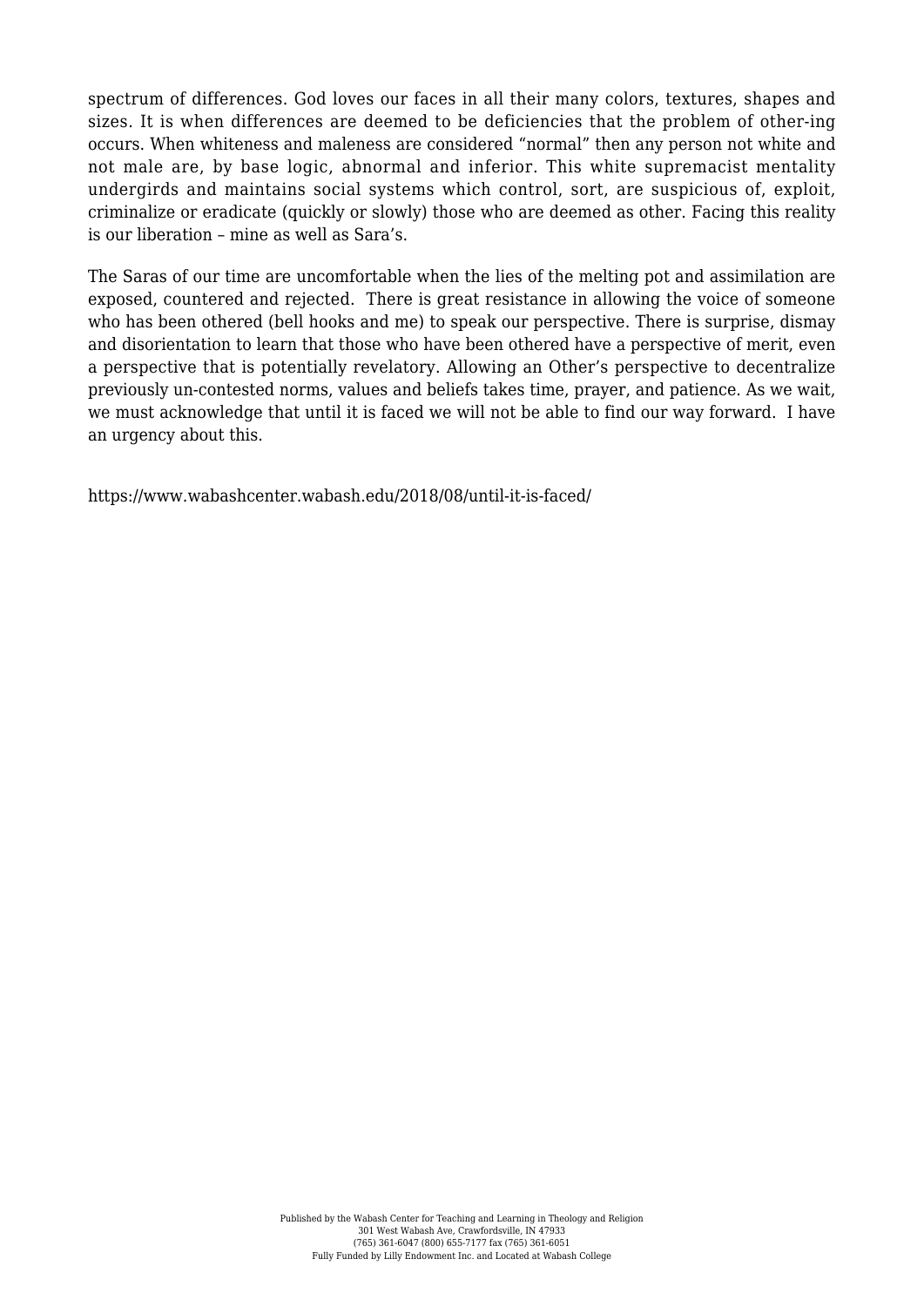spectrum of differences. God loves our faces in all their many colors, textures, shapes and sizes. It is when differences are deemed to be deficiencies that the problem of other-ing occurs. When whiteness and maleness are considered "normal" then any person not white and not male are, by base logic, abnormal and inferior. This white supremacist mentality undergirds and maintains social systems which control, sort, are suspicious of, exploit, criminalize or eradicate (quickly or slowly) those who are deemed as other. Facing this reality is our liberation – mine as well as Sara's.

The Saras of our time are uncomfortable when the lies of the melting pot and assimilation are exposed, countered and rejected. There is great resistance in allowing the voice of someone who has been othered (bell hooks and me) to speak our perspective. There is surprise, dismay and disorientation to learn that those who have been othered have a perspective of merit, even a perspective that is potentially revelatory. Allowing an Other's perspective to decentralize previously un-contested norms, values and beliefs takes time, prayer, and patience. As we wait, we must acknowledge that until it is faced we will not be able to find our way forward. I have an urgency about this.

https://www.wabashcenter.wabash.edu/2018/08/until-it-is-faced/